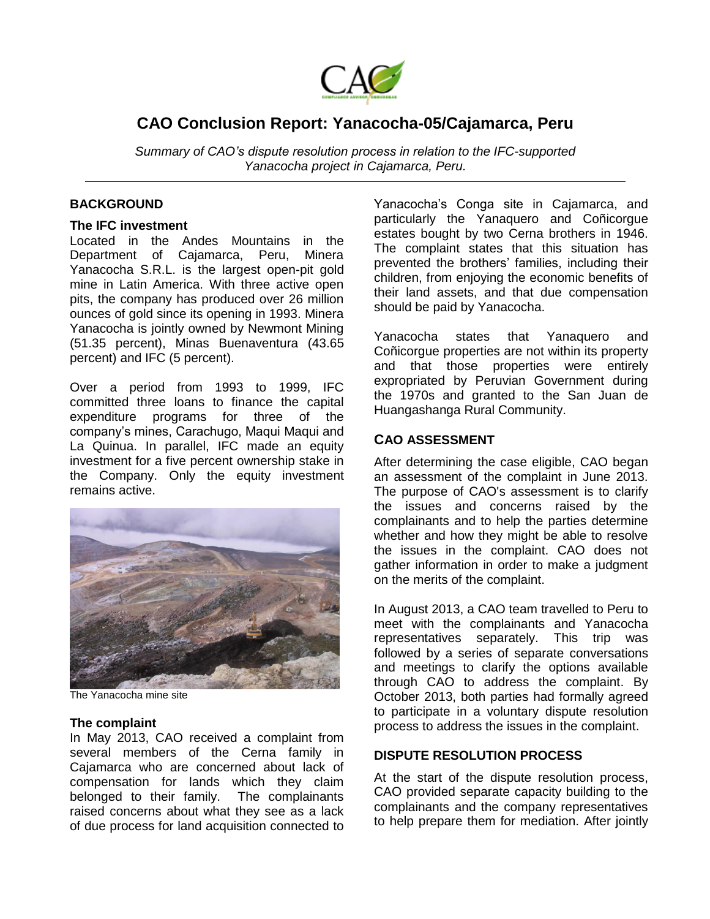# CAO Conclusion Report: Yanacocha-05/Cajamarca, Peru

*Summary of CAO's dispute resolution process in relation to the IFC-supported Yanacocha project in Cajamarca, Peru.*

## BACKGROUND

### The IFC investment

Located in the Andes Mountains in the Department of Cajamarca, Peru, Minera Yanacocha S.R.L. is the largest open-pit gold mine in Latin America. With three active open pits, the company has produced over 26 million ounces of gold since its opening in 1993. Minera Yanacocha is jointly owned by Newmont Mining (51.35 percent), Minas Buenaventura (43.65 percent) and IFC (5 percent).

Over a period from 1993 to 1999, IFC committed three loans to finance the capital expenditure programs for three of the company's mines, Carachugo, Maqui Maqui and La Quinua. In parallel, IFC made an equity investment for a five percent ownership stake in the Company. Only the equity investment remains active.

The Yanacocha mine site

### The complaint

In May 2013, CAO received a complaint from several members of the Cerna family in Cajamarca who are concerned about lack of compensation for lands which they claim belonged to their family. The complainants raised concerns about what they see as a lack of due process for land acquisition connected to Yanacocha's Conga site in Cajamarca, and particularly the Yanaquero and Coñicorgue estates bought by two Cerna brothers in 1946. The complaint states that this situation has prevented the brothers' families, including their children, from enjoying the economic benefits of their land assets, and that due compensation should be paid by Yanacocha.

Yanacocha states that Yanaquero and Coñicorgue properties are not within its property and that those properties were entirely expropriated by Peruvian Government during the 1970s and granted to the San Juan de Huangashanga Rural Community.

## CAO ASSESSMENT

After determining the case eligible, CAO began an assessment of the complaint in June 2013. The purpose of CAO's assessment is to clarify the issues and concerns raised by the complainants and to help the parties determine whether and how they might be able to resolve the issues in the complaint. CAO does not gather information in order to make a judgment on the merits of the complaint.

In August 2013, a CAO team travelled to Peru to meet with the complainants and Yanacocha representatives separately. This trip was followed by a series of separate conversations and meetings to clarify the options available through CAO to address the complaint. By October 2013, both parties had formally agreed to participate in a voluntary dispute resolution process to address the issues in the complaint.

## DISPUTE RESOLUTION PROCESS

At the start of the dispute resolution process, CAO provided separate capacity building to the complainants and the company representatives to help prepare them for mediation. After jointly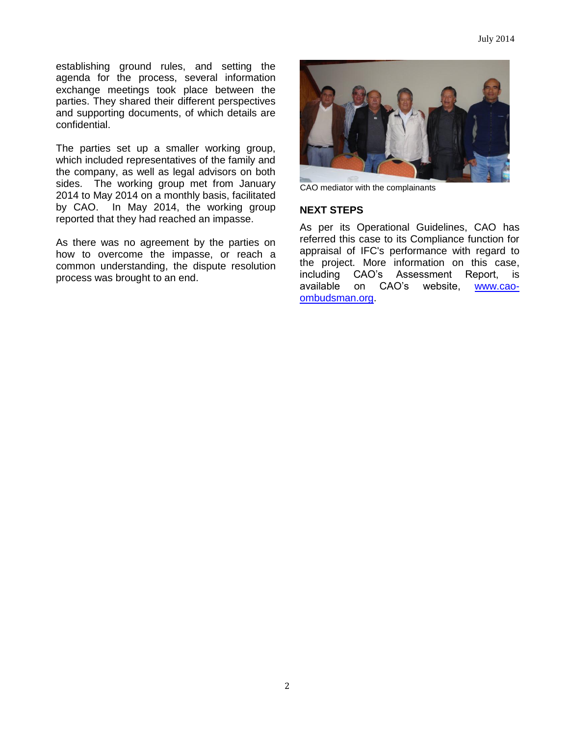establishing ground rules, and setting the agenda for the process, several information exchange meetings took place between the parties. They shared their different perspectives and supporting documents, of which details are confidential.

The parties set up a smaller working group, which included representatives of the family and the company, as well as legal advisors on both sides. The working group met from January 2014 to May 2014 on a monthly basis, facilitated by CAO. In May 2014, the working group reported that they had reached an impasse.

As there was no agreement by the parties on how to overcome the impasse, or reach a common understanding, the dispute resolution process was brought to an end.

CAO mediator with the complainants

## NEXT STEPS

As per its Operational Guidelines, CAO has referred this case to its Compliance function for appraisal of IFC's performance with regard to the project. More information on this case, including CAO's Assessment Report, is available on CAO's website, [www.cao-ombudsman.org](http://www.cao-ombudsman.org).